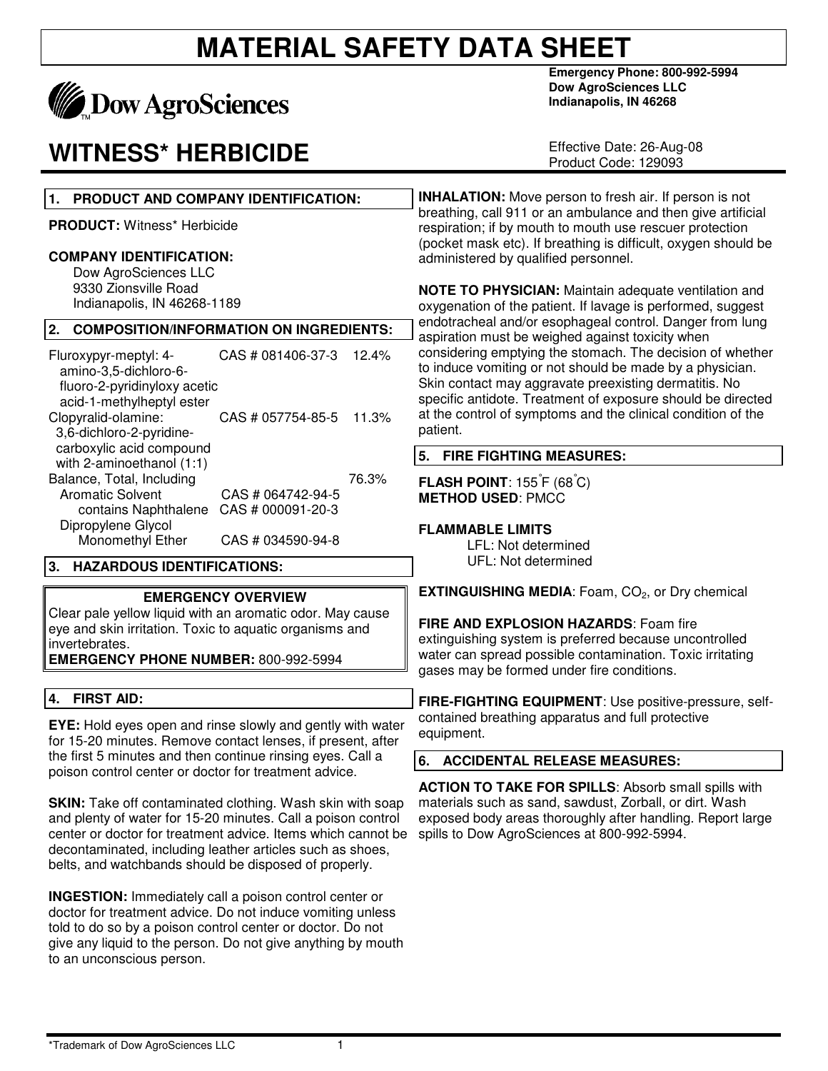# MATERIAL SAFETY DATA SHEET

**Dow AgroSciences**

**Emergency Phone: 800-992-5994**
**Dow AgroSciences LLC**
**Indianapolis, IN 46268**

# WITNESS* HERBICIDE

Effective Date: 26-Aug-08
Product Code: 129093

## 1. PRODUCT AND COMPANY IDENTIFICATION:

**PRODUCT:** Witness* Herbicide

**COMPANY IDENTIFICATION:**
Dow AgroSciences LLC
9330 Zionsville Road
Indianapolis, IN 46268-1189

## 2. COMPOSITION/INFORMATION ON INGREDIENTS:

| Ingredient | CAS # | % |
|---|---|---|
| Fluroxypyr-meptyl: 4-amino-3,5-dichloro-6-fluoro-2-pyridinyloxy acetic acid-1-methylheptyl ester | CAS # 081406-37-3 | 12.4% |
| Clopyralid-olamine: 3,6-dichloro-2-pyridine-carboxylic acid compound with 2-aminoethanol (1:1) | CAS # 057754-85-5 | 11.3% |
| Balance, Total, Including | | 76.3% |
| Aromatic Solvent | CAS # 064742-94-5 | |
| contains Naphthalene | CAS # 000091-20-3 | |
| Dipropylene Glycol Monomethyl Ether | CAS # 034590-94-8 | |

## 3. HAZARDOUS IDENTIFICATIONS:

**EMERGENCY OVERVIEW**

Clear pale yellow liquid with an aromatic odor. May cause eye and skin irritation. Toxic to aquatic organisms and invertebrates.
**EMERGENCY PHONE NUMBER:** 800-992-5994

## 4. FIRST AID:

**EYE:** Hold eyes open and rinse slowly and gently with water for 15-20 minutes. Remove contact lenses, if present, after the first 5 minutes and then continue rinsing eyes. Call a poison control center or doctor for treatment advice.

**SKIN:** Take off contaminated clothing. Wash skin with soap and plenty of water for 15-20 minutes. Call a poison control center or doctor for treatment advice. Items which cannot be decontaminated, including leather articles such as shoes, belts, and watchbands should be disposed of properly.

**INGESTION:** Immediately call a poison control center or doctor for treatment advice. Do not induce vomiting unless told to do so by a poison control center or doctor. Do not give any liquid to the person. Do not give anything by mouth to an unconscious person.

**INHALATION:** Move person to fresh air. If person is not breathing, call 911 or an ambulance and then give artificial respiration; if by mouth to mouth use rescuer protection (pocket mask etc). If breathing is difficult, oxygen should be administered by qualified personnel.

**NOTE TO PHYSICIAN:** Maintain adequate ventilation and oxygenation of the patient. If lavage is performed, suggest endotracheal and/or esophageal control. Danger from lung aspiration must be weighed against toxicity when considering emptying the stomach. The decision of whether to induce vomiting or not should be made by a physician. Skin contact may aggravate preexisting dermatitis. No specific antidote. Treatment of exposure should be directed at the control of symptoms and the clinical condition of the patient.

## 5. FIRE FIGHTING MEASURES:

**FLASH POINT**: 155°F (68°C)
**METHOD USED**: PMCC

**FLAMMABLE LIMITS**
LFL: Not determined
UFL: Not determined

**EXTINGUISHING MEDIA**: Foam, $CO_2$, or Dry chemical

**FIRE AND EXPLOSION HAZARDS**: Foam fire extinguishing system is preferred because uncontrolled water can spread possible contamination. Toxic irritating gases may be formed under fire conditions.

**FIRE-FIGHTING EQUIPMENT**: Use positive-pressure, self-contained breathing apparatus and full protective equipment.

## 6. ACCIDENTAL RELEASE MEASURES:

**ACTION TO TAKE FOR SPILLS**: Absorb small spills with materials such as sand, sawdust, Zorball, or dirt. Wash exposed body areas thoroughly after handling. Report large spills to Dow AgroSciences at 800-992-5994.

*Trademark of Dow AgroSciences LLC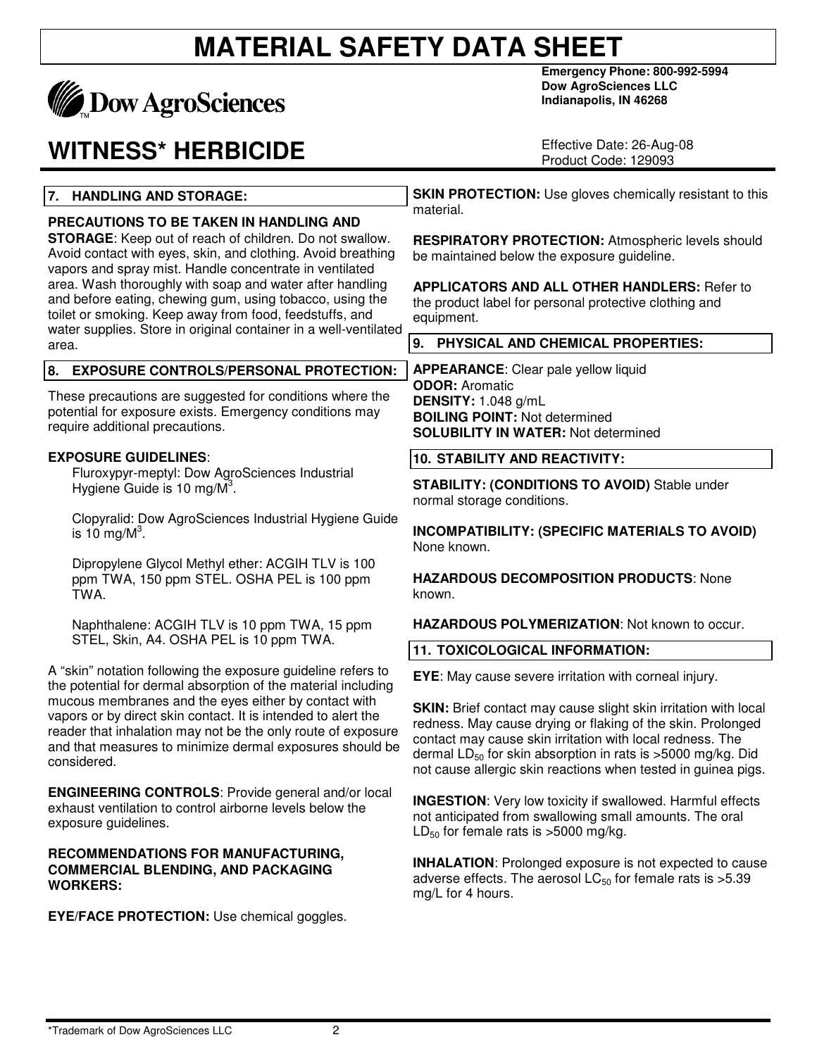# MATERIAL SAFETY DATA SHEET

**Emergency Phone: 800-992-5994**
**Dow AgroSciences LLC**
**Indianapolis, IN 46268**

# WITNESS* HERBICIDE

Effective Date: 26-Aug-08
Product Code: 129093

## 7. HANDLING AND STORAGE:

**PRECAUTIONS TO BE TAKEN IN HANDLING AND STORAGE**: Keep out of reach of children. Do not swallow. Avoid contact with eyes, skin, and clothing. Avoid breathing vapors and spray mist. Handle concentrate in ventilated area. Wash thoroughly with soap and water after handling and before eating, chewing gum, using tobacco, using the toilet or smoking. Keep away from food, feedstuffs, and water supplies. Store in original container in a well-ventilated area.

## 8. EXPOSURE CONTROLS/PERSONAL PROTECTION:

These precautions are suggested for conditions where the potential for exposure exists. Emergency conditions may require additional precautions.

**EXPOSURE GUIDELINES**:

Fluroxypyr-meptyl: Dow AgroSciences Industrial Hygiene Guide is 10 mg/M$^3$.

Clopyralid: Dow AgroSciences Industrial Hygiene Guide is 10 mg/M$^3$.

Dipropylene Glycol Methyl ether: ACGIH TLV is 100 ppm TWA, 150 ppm STEL. OSHA PEL is 100 ppm TWA.

Naphthalene: ACGIH TLV is 10 ppm TWA, 15 ppm STEL, Skin, A4. OSHA PEL is 10 ppm TWA.

A "skin" notation following the exposure guideline refers to the potential for dermal absorption of the material including mucous membranes and the eyes either by contact with vapors or by direct skin contact. It is intended to alert the reader that inhalation may not be the only route of exposure and that measures to minimize dermal exposures should be considered.

**ENGINEERING CONTROLS**: Provide general and/or local exhaust ventilation to control airborne levels below the exposure guidelines.

**RECOMMENDATIONS FOR MANUFACTURING, COMMERCIAL BLENDING, AND PACKAGING WORKERS:**

**EYE/FACE PROTECTION:** Use chemical goggles.

**SKIN PROTECTION:** Use gloves chemically resistant to this material.

**RESPIRATORY PROTECTION:** Atmospheric levels should be maintained below the exposure guideline.

**APPLICATORS AND ALL OTHER HANDLERS:** Refer to the product label for personal protective clothing and equipment.

## 9. PHYSICAL AND CHEMICAL PROPERTIES:

**APPEARANCE**: Clear pale yellow liquid
**ODOR:** Aromatic
**DENSITY:** 1.048 g/mL
**BOILING POINT:** Not determined
**SOLUBILITY IN WATER:** Not determined

## 10. STABILITY AND REACTIVITY:

**STABILITY: (CONDITIONS TO AVOID)** Stable under normal storage conditions.

**INCOMPATIBILITY: (SPECIFIC MATERIALS TO AVOID)** None known.

**HAZARDOUS DECOMPOSITION PRODUCTS**: None known.

**HAZARDOUS POLYMERIZATION**: Not known to occur.

## 11. TOXICOLOGICAL INFORMATION:

**EYE**: May cause severe irritation with corneal injury.

**SKIN:** Brief contact may cause slight skin irritation with local redness. May cause drying or flaking of the skin. Prolonged contact may cause skin irritation with local redness. The dermal $LD_{50}$ for skin absorption in rats is >5000 mg/kg. Did not cause allergic skin reactions when tested in guinea pigs.

**INGESTION**: Very low toxicity if swallowed. Harmful effects not anticipated from swallowing small amounts. The oral $LD_{50}$ for female rats is >5000 mg/kg.

**INHALATION**: Prolonged exposure is not expected to cause adverse effects. The aerosol $LC_{50}$ for female rats is >5.39 mg/L for 4 hours.

*Trademark of Dow AgroSciences LLC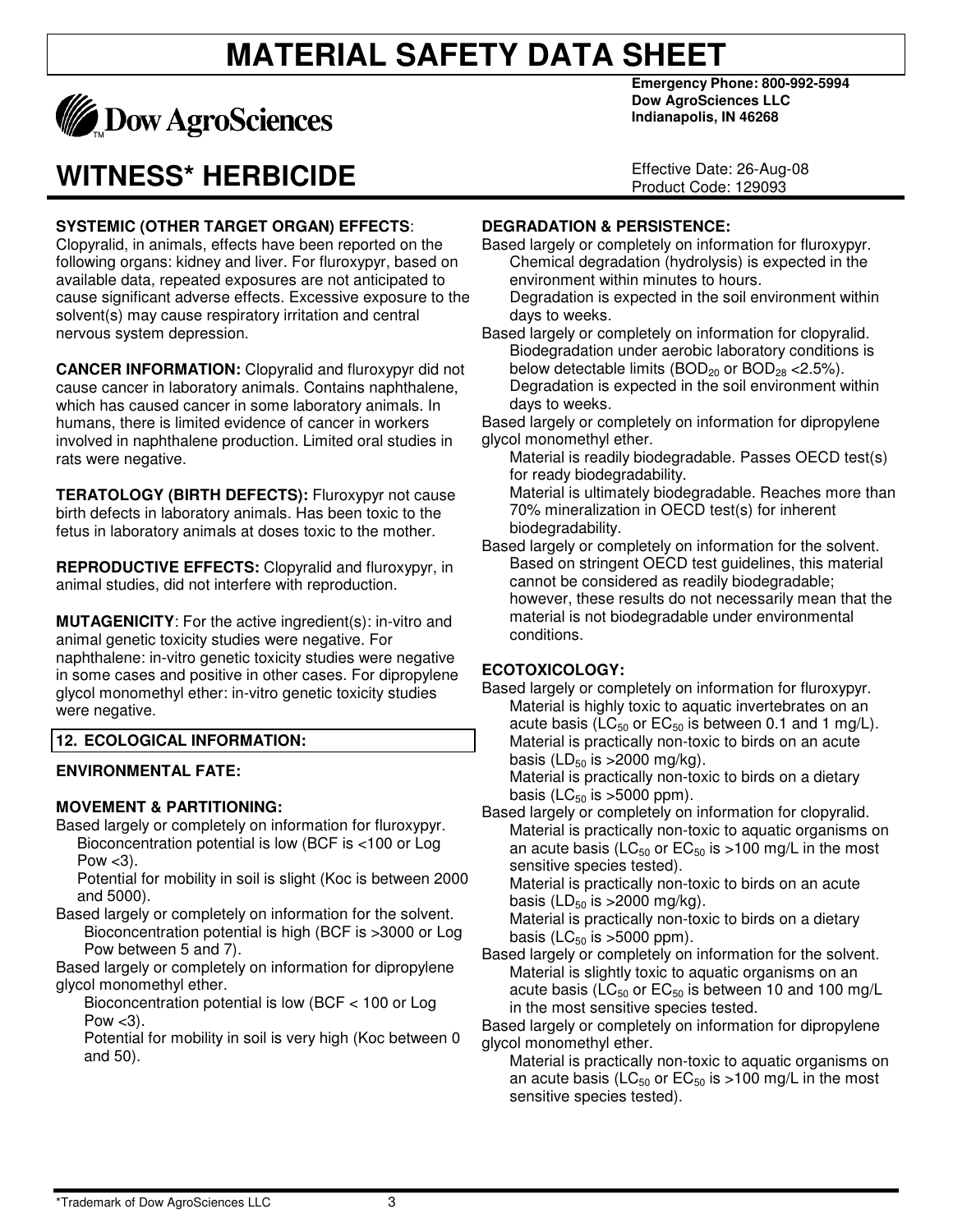**SYSTEMIC (OTHER TARGET ORGAN) EFFECTS**: Clopyralid, in animals, effects have been reported on the following organs: kidney and liver. For fluroxypyr, based on available data, repeated exposures are not anticipated to cause significant adverse effects. Excessive exposure to the solvent(s) may cause respiratory irritation and central nervous system depression.

**CANCER INFORMATION:** Clopyralid and fluroxypyr did not cause cancer in laboratory animals. Contains naphthalene, which has caused cancer in some laboratory animals. In humans, there is limited evidence of cancer in workers involved in naphthalene production. Limited oral studies in rats were negative.

**TERATOLOGY (BIRTH DEFECTS):** Fluroxypyr not cause birth defects in laboratory animals. Has been toxic to the fetus in laboratory animals at doses toxic to the mother.

**REPRODUCTIVE EFFECTS:** Clopyralid and fluroxypyr, in animal studies, did not interfere with reproduction.

**MUTAGENICITY**: For the active ingredient(s): in-vitro and animal genetic toxicity studies were negative. For naphthalene: in-vitro genetic toxicity studies were negative in some cases and positive in other cases. For dipropylene glycol monomethyl ether: in-vitro genetic toxicity studies were negative.

## 12. ECOLOGICAL INFORMATION:

### ENVIRONMENTAL FATE:

**MOVEMENT & PARTITIONING:**

Based largely or completely on information for fluroxypyr.
- Bioconcentration potential is low (BCF is <100 or Log Pow <3).
- Potential for mobility in soil is slight (Koc is between 2000 and 5000).

Based largely or completely on information for the solvent.
- Bioconcentration potential is high (BCF is >3000 or Log Pow between 5 and 7).

Based largely or completely on information for dipropylene glycol monomethyl ether.
- Bioconcentration potential is low (BCF < 100 or Log Pow <3).
- Potential for mobility in soil is very high (Koc between 0 and 50).

**DEGRADATION & PERSISTENCE:**

Based largely or completely on information for fluroxypyr.
- Chemical degradation (hydrolysis) is expected in the environment within minutes to hours.
- Degradation is expected in the soil environment within days to weeks.

Based largely or completely on information for clopyralid.
- Biodegradation under aerobic laboratory conditions is below detectable limits ($BOD_{20}$ or $BOD_{28}$ <2.5%).
- Degradation is expected in the soil environment within days to weeks.

Based largely or completely on information for dipropylene glycol monomethyl ether.
- Material is readily biodegradable. Passes OECD test(s) for ready biodegradability.
- Material is ultimately biodegradable. Reaches more than 70% mineralization in OECD test(s) for inherent biodegradability.

Based largely or completely on information for the solvent.
- Based on stringent OECD test guidelines, this material cannot be considered as readily biodegradable; however, these results do not necessarily mean that the material is not biodegradable under environmental conditions.

**ECOTOXICOLOGY:**

Based largely or completely on information for fluroxypyr.
- Material is highly toxic to aquatic invertebrates on an acute basis ($LC_{50}$ or $EC_{50}$ is between 0.1 and 1 mg/L).
- Material is practically non-toxic to birds on an acute basis ($LD_{50}$ is >2000 mg/kg).
- Material is practically non-toxic to birds on a dietary basis ($LC_{50}$ is >5000 ppm).

Based largely or completely on information for clopyralid.
- Material is practically non-toxic to aquatic organisms on an acute basis ($LC_{50}$ or $EC_{50}$ is >100 mg/L in the most sensitive species tested).
- Material is practically non-toxic to birds on an acute basis ($LD_{50}$ is >2000 mg/kg).
- Material is practically non-toxic to birds on a dietary basis ($LC_{50}$ is >5000 ppm).

Based largely or completely on information for the solvent.
- Material is slightly toxic to aquatic organisms on an acute basis ($LC_{50}$ or $EC_{50}$ is between 10 and 100 mg/L in the most sensitive species tested.

Based largely or completely on information for dipropylene glycol monomethyl ether.
- Material is practically non-toxic to aquatic organisms on an acute basis ($LC_{50}$ or $EC_{50}$ is >100 mg/L in the most sensitive species tested).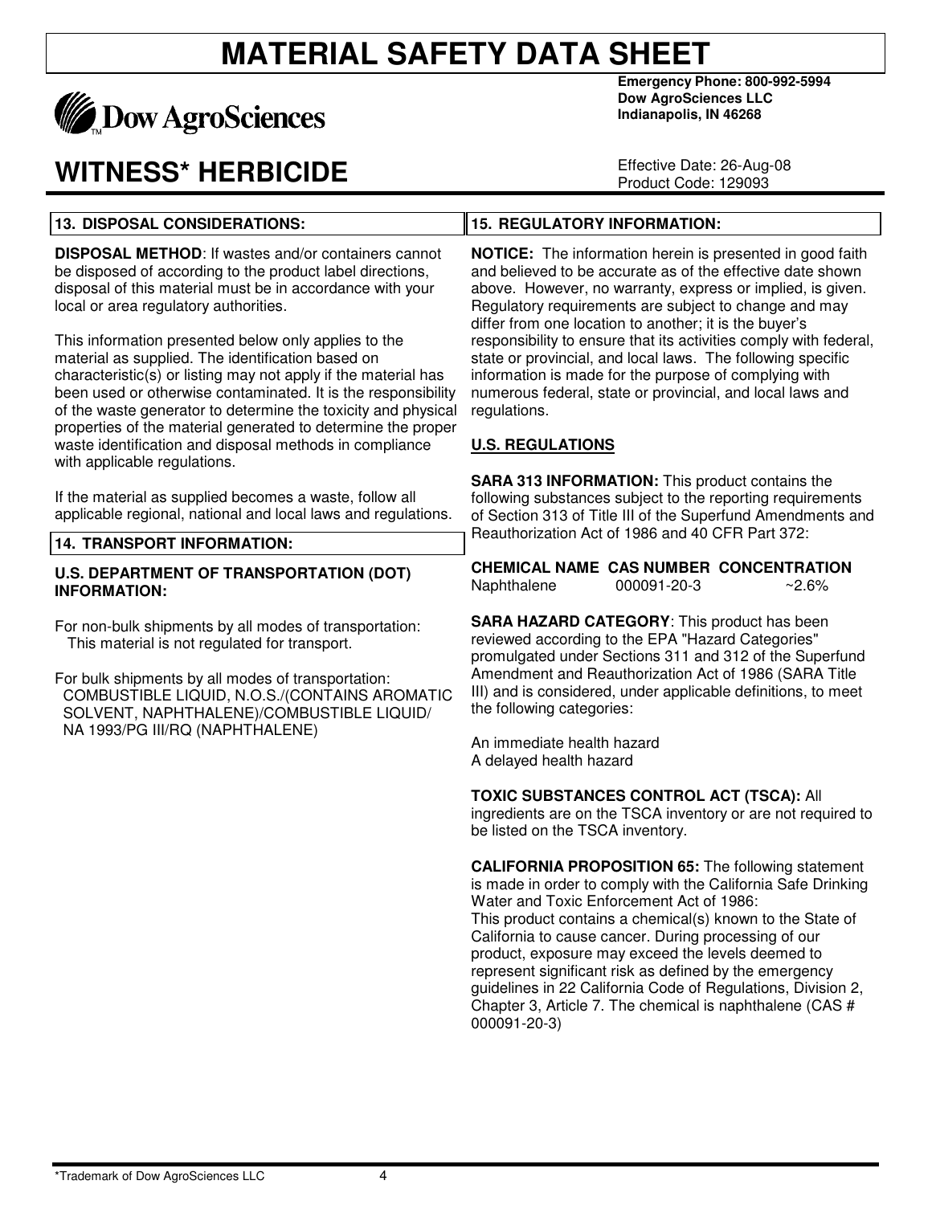# MATERIAL SAFETY DATA SHEET

Dow AgroSciences

**Emergency Phone: 800-992-5994**
**Dow AgroSciences LLC**
**Indianapolis, IN 46268**

# WITNESS* HERBICIDE

Effective Date: 26-Aug-08
Product Code: 129093

## 13. DISPOSAL CONSIDERATIONS:

**DISPOSAL METHOD**: If wastes and/or containers cannot be disposed of according to the product label directions, disposal of this material must be in accordance with your local or area regulatory authorities.

This information presented below only applies to the material as supplied. The identification based on characteristic(s) or listing may not apply if the material has been used or otherwise contaminated. It is the responsibility of the waste generator to determine the toxicity and physical properties of the material generated to determine the proper waste identification and disposal methods in compliance with applicable regulations.

If the material as supplied becomes a waste, follow all applicable regional, national and local laws and regulations.

## 14. TRANSPORT INFORMATION:

**U.S. DEPARTMENT OF TRANSPORTATION (DOT) INFORMATION:**

For non-bulk shipments by all modes of transportation:
This material is not regulated for transport.

For bulk shipments by all modes of transportation:
COMBUSTIBLE LIQUID, N.O.S./(CONTAINS AROMATIC SOLVENT, NAPHTHALENE)/COMBUSTIBLE LIQUID/ NA 1993/PG III/RQ (NAPHTHALENE)

## 15. REGULATORY INFORMATION:

**NOTICE:** The information herein is presented in good faith and believed to be accurate as of the effective date shown above. However, no warranty, express or implied, is given. Regulatory requirements are subject to change and may differ from one location to another; it is the buyer's responsibility to ensure that its activities comply with federal, state or provincial, and local laws. The following specific information is made for the purpose of complying with numerous federal, state or provincial, and local laws and regulations.

**U.S. REGULATIONS**

**SARA 313 INFORMATION:** This product contains the following substances subject to the reporting requirements of Section 313 of Title III of the Superfund Amendments and Reauthorization Act of 1986 and 40 CFR Part 372:

| CHEMICAL NAME | CAS NUMBER | CONCENTRATION |
|---|---|---|
| Naphthalene | 000091-20-3 | ~2.6% |

**SARA HAZARD CATEGORY**: This product has been reviewed according to the EPA "Hazard Categories" promulgated under Sections 311 and 312 of the Superfund Amendment and Reauthorization Act of 1986 (SARA Title III) and is considered, under applicable definitions, to meet the following categories:

An immediate health hazard
A delayed health hazard

**TOXIC SUBSTANCES CONTROL ACT (TSCA):** All ingredients are on the TSCA inventory or are not required to be listed on the TSCA inventory.

**CALIFORNIA PROPOSITION 65:** The following statement is made in order to comply with the California Safe Drinking Water and Toxic Enforcement Act of 1986:
This product contains a chemical(s) known to the State of California to cause cancer. During processing of our product, exposure may exceed the levels deemed to represent significant risk as defined by the emergency guidelines in 22 California Code of Regulations, Division 2, Chapter 3, Article 7. The chemical is naphthalene (CAS # 000091-20-3)

*Trademark of Dow AgroSciences LLC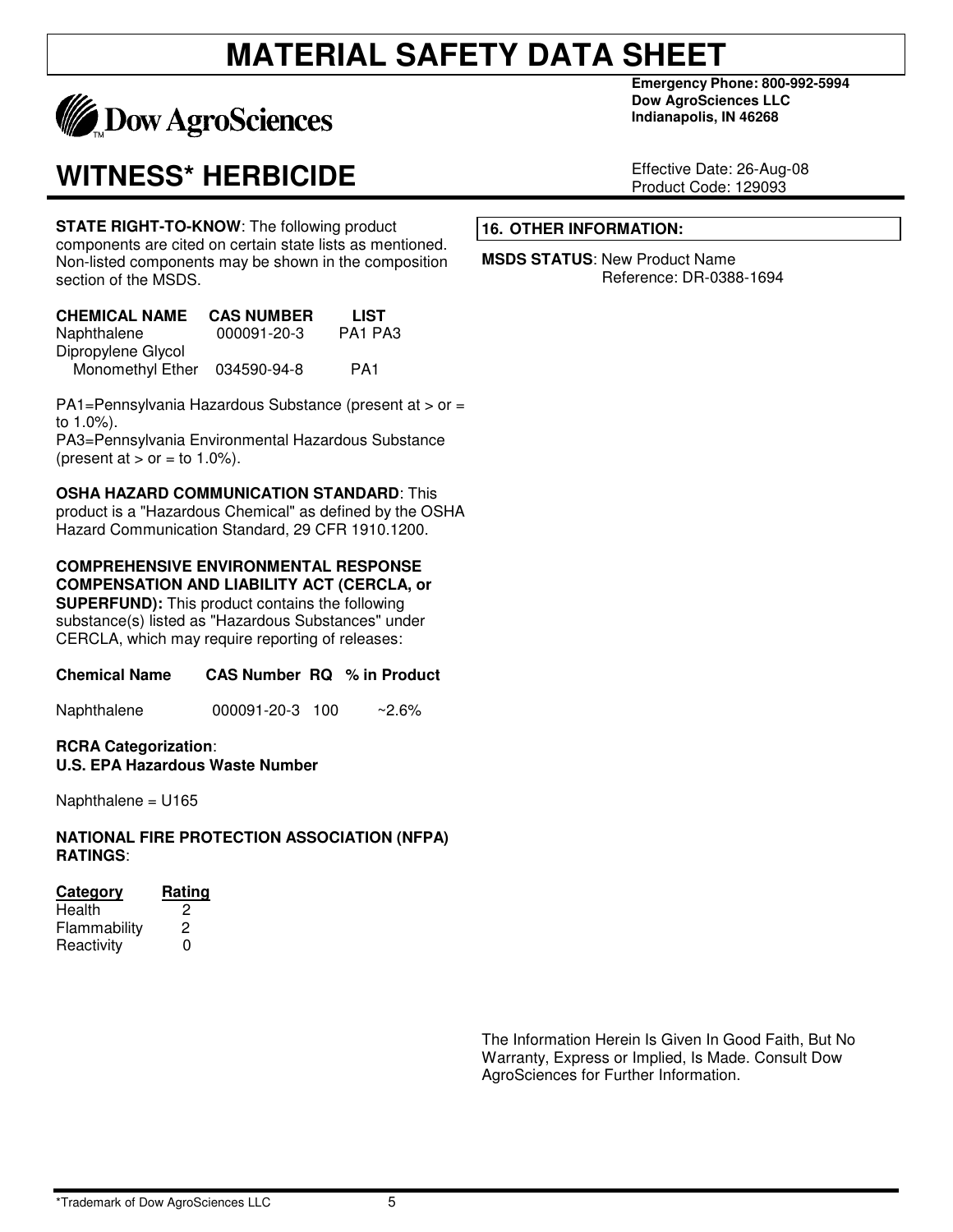# MATERIAL SAFETY DATA SHEET

Dow AgroSciences

**Emergency Phone: 800-992-5994**
**Dow AgroSciences LLC**
**Indianapolis, IN 46268**

# WITNESS* HERBICIDE

Effective Date: 26-Aug-08
Product Code: 129093

**STATE RIGHT-TO-KNOW**: The following product components are cited on certain state lists as mentioned. Non-listed components may be shown in the composition section of the MSDS.

| CHEMICAL NAME | CAS NUMBER | LIST |
|---|---|---|
| Naphthalene | 000091-20-3 | PA1 PA3 |
| Dipropylene Glycol Monomethyl Ether | 034590-94-8 | PA1 |

PA1=Pennsylvania Hazardous Substance (present at > or = to 1.0%).
PA3=Pennsylvania Environmental Hazardous Substance (present at > or = to 1.0%).

**OSHA HAZARD COMMUNICATION STANDARD**: This product is a "Hazardous Chemical" as defined by the OSHA Hazard Communication Standard, 29 CFR 1910.1200.

**COMPREHENSIVE ENVIRONMENTAL RESPONSE COMPENSATION AND LIABILITY ACT (CERCLA, or SUPERFUND):** This product contains the following substance(s) listed as "Hazardous Substances" under CERCLA, which may require reporting of releases:

| Chemical Name | CAS Number | RQ | % in Product |
|---|---|---|---|
| Naphthalene | 000091-20-3 | 100 | ~2.6% |

**RCRA Categorization**:
**U.S. EPA Hazardous Waste Number**

Naphthalene = U165

**NATIONAL FIRE PROTECTION ASSOCIATION (NFPA) RATINGS**:

| Category | Rating |
|---|---|
| Health | 2 |
| Flammability | 2 |
| Reactivity | 0 |

## 16. OTHER INFORMATION:

**MSDS STATUS**: New Product Name
Reference: DR-0388-1694

The Information Herein Is Given In Good Faith, But No Warranty, Express or Implied, Is Made. Consult Dow AgroSciences for Further Information.

*Trademark of Dow AgroSciences LLC